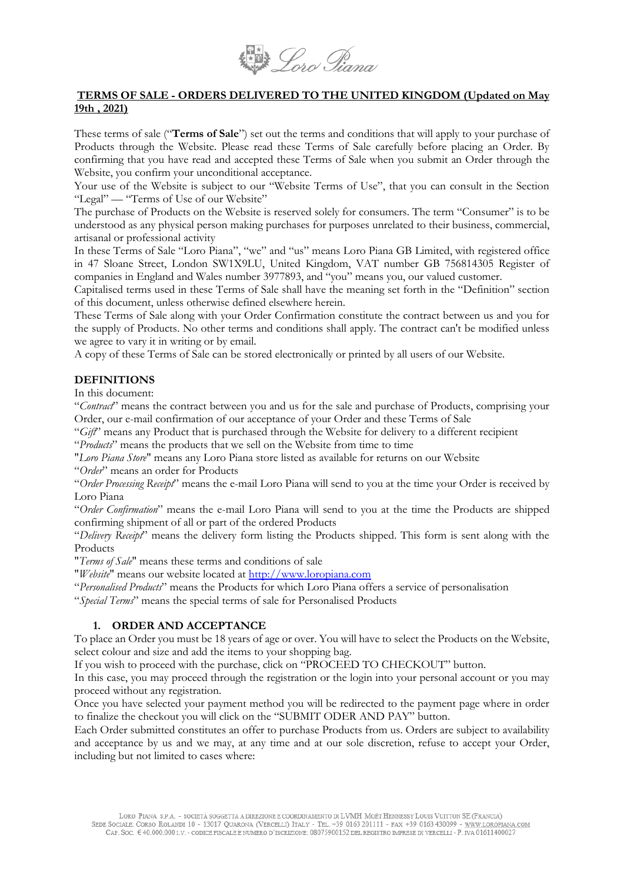**TERMS OF SALE - ORDERS DELIVERED TO THE UNITED KINGDOM (Updated on May 19th , 2021)**

These terms of sale ("**Terms of Sale**") set out the terms and conditions that will apply to your purchase of Products through the Website. Please read these Terms of Sale carefully before placing an Order. By confirming that you have read and accepted these Terms of Sale when you submit an Order through the Website, you confirm your unconditional acceptance.

Your use of the Website is subject to our "Website Terms of Use", that you can consult in the Section "Legal" — "Terms of Use of our Website"

The purchase of Products on the Website is reserved solely for consumers. The term "Consumer" is to be understood as any physical person making purchases for purposes unrelated to their business, commercial, artisanal or professional activity

In these Terms of Sale "Loro Piana", "we" and "us" means Loro Piana GB Limited, with registered office in 47 Sloane Street, London SW1X9LU, United Kingdom, VAT number GB 756814305 Register of companies in England and Wales number 3977893, and "you" means you, our valued customer.

Capitalised terms used in these Terms of Sale shall have the meaning set forth in the "Definition" section of this document, unless otherwise defined elsewhere herein.

These Terms of Sale along with your Order Confirmation constitute the contract between us and you for the supply of Products. No other terms and conditions shall apply. The contract can't be modified unless we agree to vary it in writing or by email.

A copy of these Terms of Sale can be stored electronically or printed by all users of our Website.

## DEFINITIONS

In this document:

"*Contract*" means the contract between you and us for the sale and purchase of Products, comprising your Order, our e-mail confirmation of our acceptance of your Order and these Terms of Sale

"*Gift*" means any Product that is purchased through the Website for delivery to a different recipient

"*Products*" means the products that we sell on the Website from time to time

"*Loro Piana Store*" means any Loro Piana store listed as available for returns on our Website

"*Order*" means an order for Products

"*Order Processing Receipt*" means the e-mail Loro Piana will send to you at the time your Order is received by Loro Piana

"*Order Confirmation*" means the e-mail Loro Piana will send to you at the time the Products are shipped confirming shipment of all or part of the ordered Products

"*Delivery Receipt*" means the delivery form listing the Products shipped. This form is sent along with the Products

"*Terms of Sale*" means these terms and conditions of sale

"*Website*" means our website located at http://www.loropiana.com

"*Personalised Products*" means the Products for which Loro Piana offers a service of personalisation

"*Special Terms*" means the special terms of sale for Personalised Products

## 1. ORDER AND ACCEPTANCE

To place an Order you must be 18 years of age or over. You will have to select the Products on the Website, select colour and size and add the items to your shopping bag.

If you wish to proceed with the purchase, click on "PROCEED TO CHECKOUT" button.

In this case, you may proceed through the registration or the login into your personal account or you may proceed without any registration.

Once you have selected your payment method you will be redirected to the payment page where in order to finalize the checkout you will click on the "SUBMIT ODER AND PAY" button.

Each Order submitted constitutes an offer to purchase Products from us. Orders are subject to availability and acceptance by us and we may, at any time and at our sole discretion, refuse to accept your Order, including but not limited to cases where: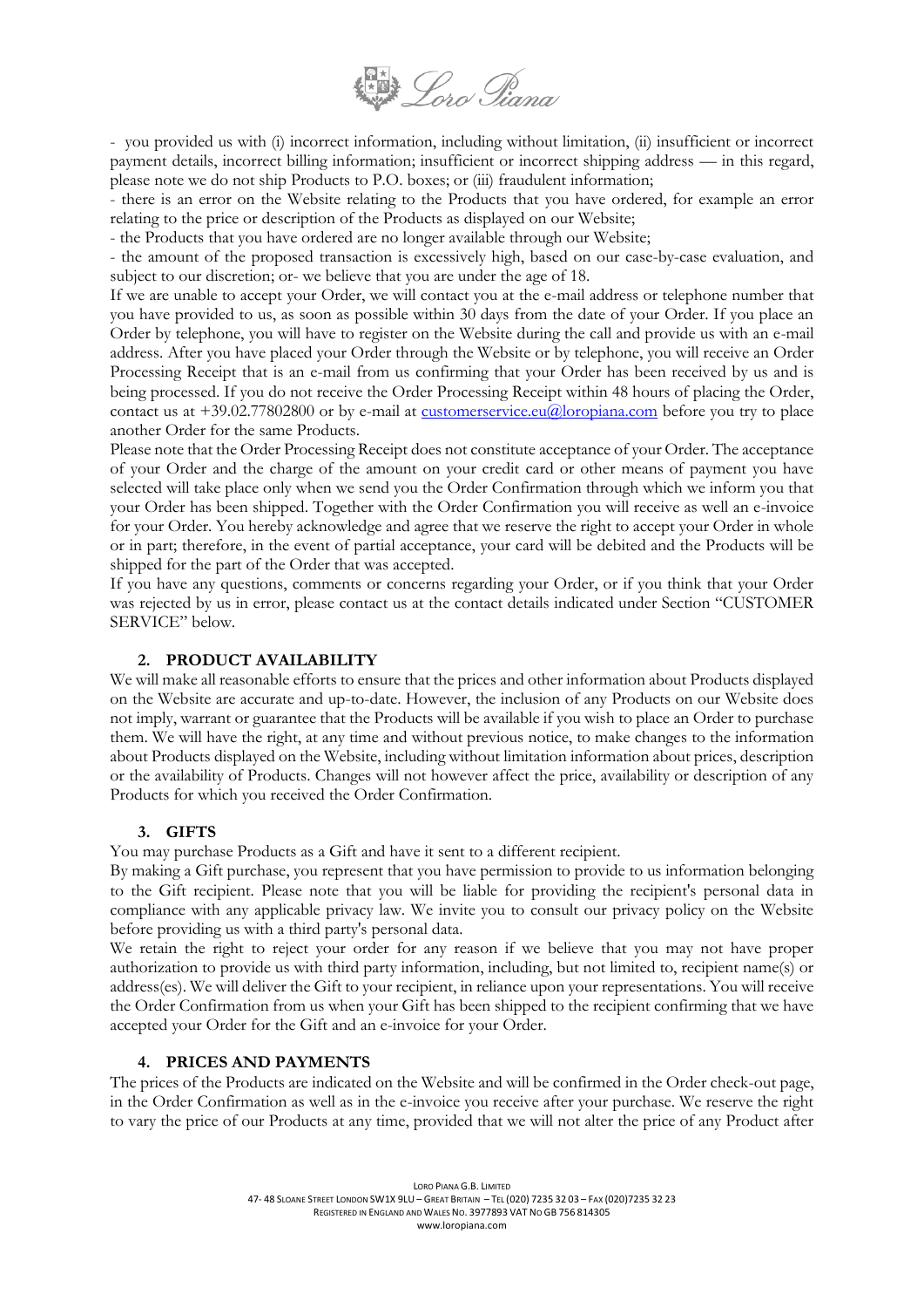- you provided us with (i) incorrect information, including without limitation, (ii) insufficient or incorrect payment details, incorrect billing information; insufficient or incorrect shipping address — in this regard, please note we do not ship Products to P.O. boxes; or (iii) fraudulent information;

- there is an error on the Website relating to the Products that you have ordered, for example an error relating to the price or description of the Products as displayed on our Website;

- the Products that you have ordered are no longer available through our Website;

- the amount of the proposed transaction is excessively high, based on our case-by-case evaluation, and subject to our discretion; or- we believe that you are under the age of 18.

If we are unable to accept your Order, we will contact you at the e-mail address or telephone number that you have provided to us, as soon as possible within 30 days from the date of your Order. If you place an Order by telephone, you will have to register on the Website during the call and provide us with an e-mail address. After you have placed your Order through the Website or by telephone, you will receive an Order Processing Receipt that is an e-mail from us confirming that your Order has been received by us and is being processed. If you do not receive the Order Processing Receipt within 48 hours of placing the Order, contact us at +39.02.77802800 or by e-mail at customerservice.eu@loropiana.com before you try to place another Order for the same Products.

Please note that the Order Processing Receipt does not constitute acceptance of your Order. The acceptance of your Order and the charge of the amount on your credit card or other means of payment you have selected will take place only when we send you the Order Confirmation through which we inform you that your Order has been shipped. Together with the Order Confirmation you will receive as well an e-invoice for your Order. You hereby acknowledge and agree that we reserve the right to accept your Order in whole or in part; therefore, in the event of partial acceptance, your card will be debited and the Products will be shipped for the part of the Order that was accepted.

If you have any questions, comments or concerns regarding your Order, or if you think that your Order was rejected by us in error, please contact us at the contact details indicated under Section "CUSTOMER SERVICE" below.

## 2. PRODUCT AVAILABILITY

We will make all reasonable efforts to ensure that the prices and other information about Products displayed on the Website are accurate and up-to-date. However, the inclusion of any Products on our Website does not imply, warrant or guarantee that the Products will be available if you wish to place an Order to purchase them. We will have the right, at any time and without previous notice, to make changes to the information about Products displayed on the Website, including without limitation information about prices, description or the availability of Products. Changes will not however affect the price, availability or description of any Products for which you received the Order Confirmation.

## 3. GIFTS

You may purchase Products as a Gift and have it sent to a different recipient.

By making a Gift purchase, you represent that you have permission to provide to us information belonging to the Gift recipient. Please note that you will be liable for providing the recipient's personal data in compliance with any applicable privacy law. We invite you to consult our privacy policy on the Website before providing us with a third party's personal data.

We retain the right to reject your order for any reason if we believe that you may not have proper authorization to provide us with third party information, including, but not limited to, recipient name(s) or address(es). We will deliver the Gift to your recipient, in reliance upon your representations. You will receive the Order Confirmation from us when your Gift has been shipped to the recipient confirming that we have accepted your Order for the Gift and an e-invoice for your Order.

## 4. PRICES AND PAYMENTS

The prices of the Products are indicated on the Website and will be confirmed in the Order check-out page, in the Order Confirmation as well as in the e-invoice you receive after your purchase. We reserve the right to vary the price of our Products at any time, provided that we will not alter the price of any Product after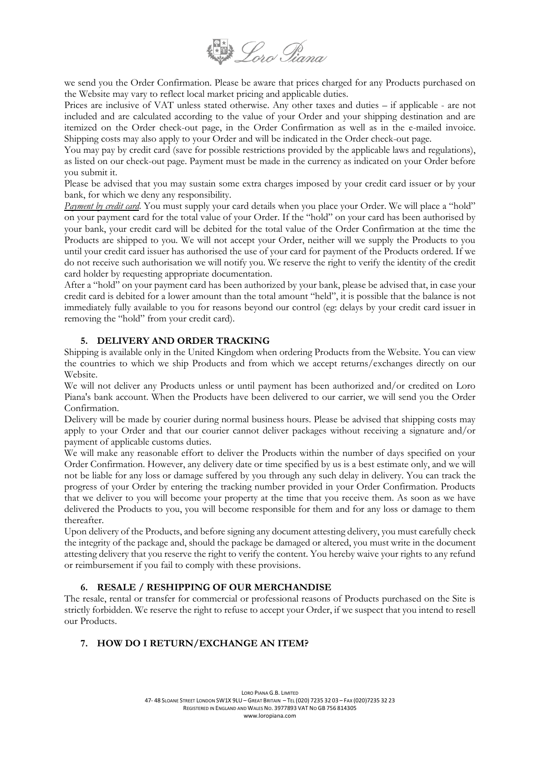we send you the Order Confirmation. Please be aware that prices charged for any Products purchased on the Website may vary to reflect local market pricing and applicable duties.

Prices are inclusive of VAT unless stated otherwise. Any other taxes and duties – if applicable - are not included and are calculated according to the value of your Order and your shipping destination and are itemized on the Order check-out page, in the Order Confirmation as well as in the e-mailed invoice. Shipping costs may also apply to your Order and will be indicated in the Order check-out page.

You may pay by credit card (save for possible restrictions provided by the applicable laws and regulations), as listed on our check-out page. Payment must be made in the currency as indicated on your Order before you submit it.

Please be advised that you may sustain some extra charges imposed by your credit card issuer or by your bank, for which we deny any responsibility.

*Payment by credit card*. You must supply your card details when you place your Order. We will place a "hold" on your payment card for the total value of your Order. If the "hold" on your card has been authorised by your bank, your credit card will be debited for the total value of the Order Confirmation at the time the Products are shipped to you. We will not accept your Order, neither will we supply the Products to you until your credit card issuer has authorised the use of your card for payment of the Products ordered. If we do not receive such authorisation we will notify you. We reserve the right to verify the identity of the credit card holder by requesting appropriate documentation.

After a "hold" on your payment card has been authorized by your bank, please be advised that, in case your credit card is debited for a lower amount than the total amount "held", it is possible that the balance is not immediately fully available to you for reasons beyond our control (eg: delays by your credit card issuer in removing the "hold" from your credit card).

## 5. DELIVERY AND ORDER TRACKING

Shipping is available only in the United Kingdom when ordering Products from the Website. You can view the countries to which we ship Products and from which we accept returns/exchanges directly on our Website.

We will not deliver any Products unless or until payment has been authorized and/or credited on Loro Piana's bank account. When the Products have been delivered to our carrier, we will send you the Order Confirmation.

Delivery will be made by courier during normal business hours. Please be advised that shipping costs may apply to your Order and that our courier cannot deliver packages without receiving a signature and/or payment of applicable customs duties.

We will make any reasonable effort to deliver the Products within the number of days specified on your Order Confirmation. However, any delivery date or time specified by us is a best estimate only, and we will not be liable for any loss or damage suffered by you through any such delay in delivery. You can track the progress of your Order by entering the tracking number provided in your Order Confirmation. Products that we deliver to you will become your property at the time that you receive them. As soon as we have delivered the Products to you, you will become responsible for them and for any loss or damage to them thereafter.

Upon delivery of the Products, and before signing any document attesting delivery, you must carefully check the integrity of the package and, should the package be damaged or altered, you must write in the document attesting delivery that you reserve the right to verify the content. You hereby waive your rights to any refund or reimbursement if you fail to comply with these provisions.

## 6. RESALE / RESHIPPING OF OUR MERCHANDISE

The resale, rental or transfer for commercial or professional reasons of Products purchased on the Site is strictly forbidden. We reserve the right to refuse to accept your Order, if we suspect that you intend to resell our Products.

## 7. HOW DO I RETURN/EXCHANGE AN ITEM?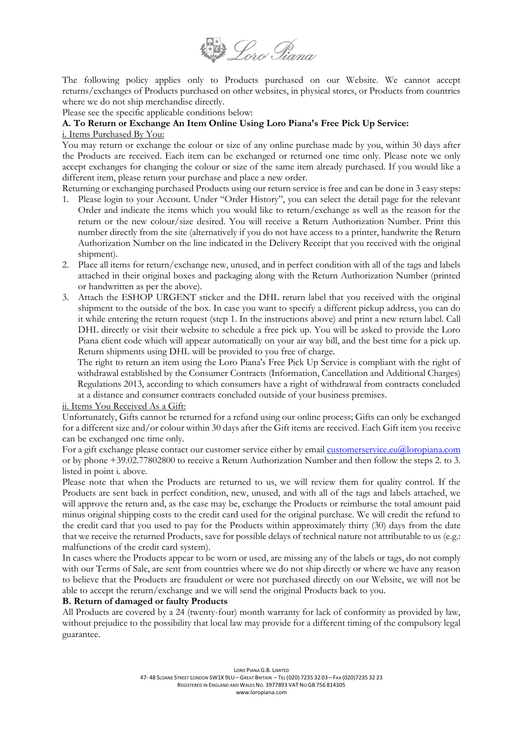The following policy applies only to Products purchased on our Website. We cannot accept returns/exchanges of Products purchased on other websites, in physical stores, or Products from countries where we do not ship merchandise directly.

Please see the specific applicable conditions below:

**A. To Return or Exchange An Item Online Using Loro Piana's Free Pick Up Service:**

i. Items Purchased By You:

You may return or exchange the colour or size of any online purchase made by you, within 30 days after the Products are received. Each item can be exchanged or returned one time only. Please note we only accept exchanges for changing the colour or size of the same item already purchased. If you would like a different item, please return your purchase and place a new order.

Returning or exchanging purchased Products using our return service is free and can be done in 3 easy steps:

1. Please login to your Account. Under "Order History", you can select the detail page for the relevant Order and indicate the items which you would like to return/exchange as well as the reason for the return or the new colour/size desired. You will receive a Return Authorization Number. Print this number directly from the site (alternatively if you do not have access to a printer, handwrite the Return Authorization Number on the line indicated in the Delivery Receipt that you received with the original shipment).
2. Place all items for return/exchange new, unused, and in perfect condition with all of the tags and labels attached in their original boxes and packaging along with the Return Authorization Number (printed or handwritten as per the above).
3. Attach the ESHOP URGENT sticker and the DHL return label that you received with the original shipment to the outside of the box. In case you want to specify a different pickup address, you can do it while entering the return request (step 1. In the instructions above) and print a new return label. Call DHL directly or visit their website to schedule a free pick up. You will be asked to provide the Loro Piana client code which will appear automatically on your air way bill, and the best time for a pick up. Return shipments using DHL will be provided to you free of charge.

   The right to return an item using the Loro Piana's Free Pick Up Service is compliant with the right of withdrawal established by the Consumer Contracts (Information, Cancellation and Additional Charges) Regulations 2013, according to which consumers have a right of withdrawal from contracts concluded at a distance and consumer contracts concluded outside of your business premises.

ii. Items You Received As a Gift:

Unfortunately, Gifts cannot be returned for a refund using our online process; Gifts can only be exchanged for a different size and/or colour within 30 days after the Gift items are received. Each Gift item you receive can be exchanged one time only.

For a gift exchange please contact our customer service either by email customerservice.eu@loropiana.com or by phone +39.02.77802800 to receive a Return Authorization Number and then follow the steps 2. to 3. listed in point i. above.

Please note that when the Products are returned to us, we will review them for quality control. If the Products are sent back in perfect condition, new, unused, and with all of the tags and labels attached, we will approve the return and, as the case may be, exchange the Products or reimburse the total amount paid minus original shipping costs to the credit card used for the original purchase. We will credit the refund to the credit card that you used to pay for the Products within approximately thirty (30) days from the date that we receive the returned Products, save for possible delays of technical nature not attributable to us (e.g.: malfunctions of the credit card system).

In cases where the Products appear to be worn or used, are missing any of the labels or tags, do not comply with our Terms of Sale, are sent from countries where we do not ship directly or where we have any reason to believe that the Products are fraudulent or were not purchased directly on our Website, we will not be able to accept the return/exchange and we will send the original Products back to you.

**B. Return of damaged or faulty Products**

All Products are covered by a 24 (twenty-four) month warranty for lack of conformity as provided by law, without prejudice to the possibility that local law may provide for a different timing of the compulsory legal guarantee.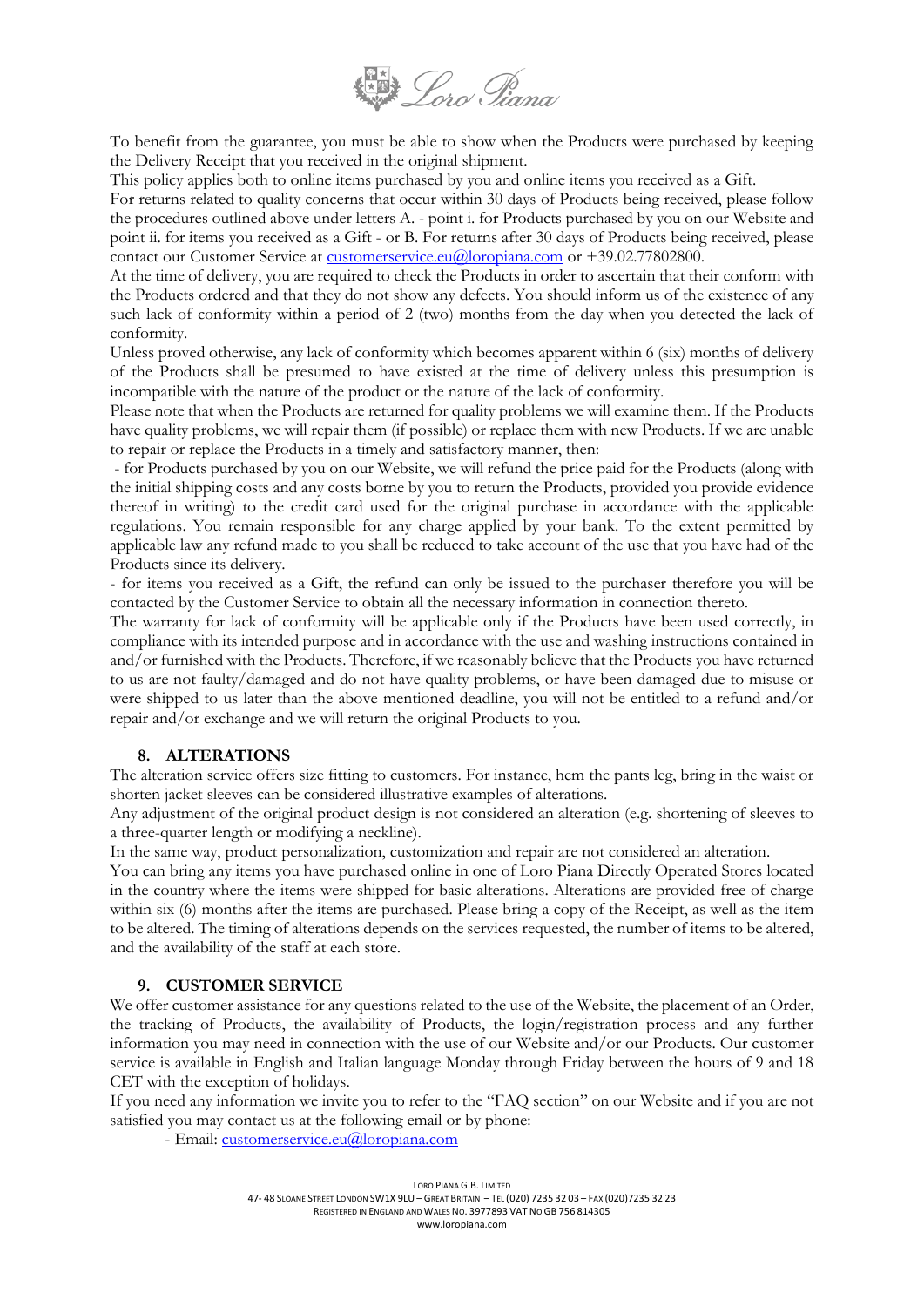To benefit from the guarantee, you must be able to show when the Products were purchased by keeping the Delivery Receipt that you received in the original shipment.

This policy applies both to online items purchased by you and online items you received as a Gift.

For returns related to quality concerns that occur within 30 days of Products being received, please follow the procedures outlined above under letters A. - point i. for Products purchased by you on our Website and point ii. for items you received as a Gift - or B. For returns after 30 days of Products being received, please contact our Customer Service at customerservice.eu@loropiana.com or +39.02.77802800.

At the time of delivery, you are required to check the Products in order to ascertain that their conform with the Products ordered and that they do not show any defects. You should inform us of the existence of any such lack of conformity within a period of 2 (two) months from the day when you detected the lack of conformity.

Unless proved otherwise, any lack of conformity which becomes apparent within 6 (six) months of delivery of the Products shall be presumed to have existed at the time of delivery unless this presumption is incompatible with the nature of the product or the nature of the lack of conformity.

Please note that when the Products are returned for quality problems we will examine them. If the Products have quality problems, we will repair them (if possible) or replace them with new Products. If we are unable to repair or replace the Products in a timely and satisfactory manner, then:

- for Products purchased by you on our Website, we will refund the price paid for the Products (along with the initial shipping costs and any costs borne by you to return the Products, provided you provide evidence thereof in writing) to the credit card used for the original purchase in accordance with the applicable regulations. You remain responsible for any charge applied by your bank. To the extent permitted by applicable law any refund made to you shall be reduced to take account of the use that you have had of the Products since its delivery.
- for items you received as a Gift, the refund can only be issued to the purchaser therefore you will be contacted by the Customer Service to obtain all the necessary information in connection thereto.

The warranty for lack of conformity will be applicable only if the Products have been used correctly, in compliance with its intended purpose and in accordance with the use and washing instructions contained in and/or furnished with the Products. Therefore, if we reasonably believe that the Products you have returned to us are not faulty/damaged and do not have quality problems, or have been damaged due to misuse or were shipped to us later than the above mentioned deadline, you will not be entitled to a refund and/or repair and/or exchange and we will return the original Products to you.

## 8. ALTERATIONS

The alteration service offers size fitting to customers. For instance, hem the pants leg, bring in the waist or shorten jacket sleeves can be considered illustrative examples of alterations.

Any adjustment of the original product design is not considered an alteration (e.g. shortening of sleeves to a three-quarter length or modifying a neckline).

In the same way, product personalization, customization and repair are not considered an alteration.

You can bring any items you have purchased online in one of Loro Piana Directly Operated Stores located in the country where the items were shipped for basic alterations. Alterations are provided free of charge within six (6) months after the items are purchased. Please bring a copy of the Receipt, as well as the item to be altered. The timing of alterations depends on the services requested, the number of items to be altered, and the availability of the staff at each store.

## 9. CUSTOMER SERVICE

We offer customer assistance for any questions related to the use of the Website, the placement of an Order, the tracking of Products, the availability of Products, the login/registration process and any further information you may need in connection with the use of our Website and/or our Products. Our customer service is available in English and Italian language Monday through Friday between the hours of 9 and 18 CET with the exception of holidays.

If you need any information we invite you to refer to the "FAQ section" on our Website and if you are not satisfied you may contact us at the following email or by phone:

- Email: customerservice.eu@loropiana.com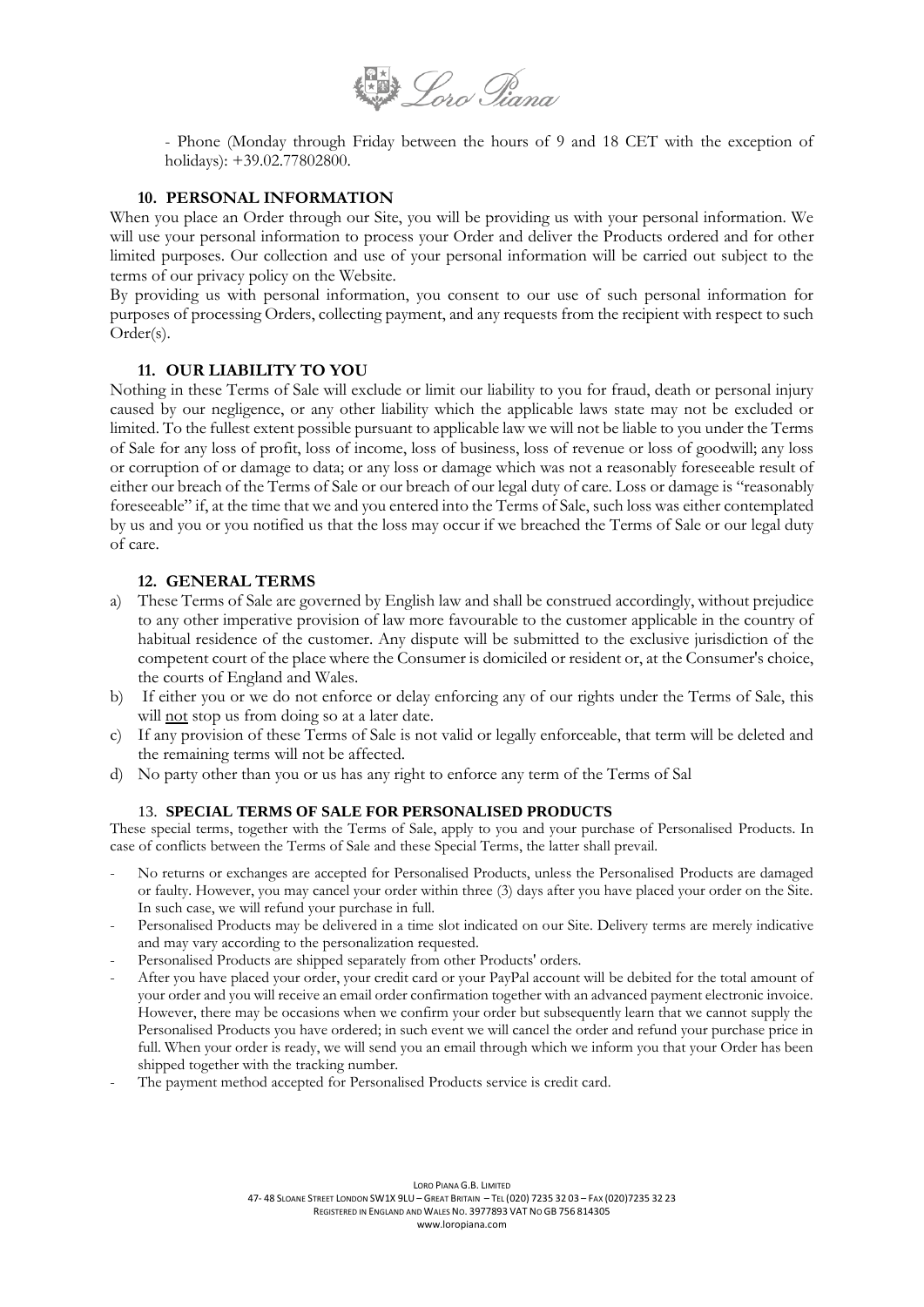- Phone (Monday through Friday between the hours of 9 and 18 CET with the exception of holidays): +39.02.77802800.

### 10. PERSONAL INFORMATION

When you place an Order through our Site, you will be providing us with your personal information. We will use your personal information to process your Order and deliver the Products ordered and for other limited purposes. Our collection and use of your personal information will be carried out subject to the terms of our privacy policy on the Website.

By providing us with personal information, you consent to our use of such personal information for purposes of processing Orders, collecting payment, and any requests from the recipient with respect to such Order(s).

### 11. OUR LIABILITY TO YOU

Nothing in these Terms of Sale will exclude or limit our liability to you for fraud, death or personal injury caused by our negligence, or any other liability which the applicable laws state may not be excluded or limited. To the fullest extent possible pursuant to applicable law we will not be liable to you under the Terms of Sale for any loss of profit, loss of income, loss of business, loss of revenue or loss of goodwill; any loss or corruption of or damage to data; or any loss or damage which was not a reasonably foreseeable result of either our breach of the Terms of Sale or our breach of our legal duty of care. Loss or damage is "reasonably foreseeable" if, at the time that we and you entered into the Terms of Sale, such loss was either contemplated by us and you or you notified us that the loss may occur if we breached the Terms of Sale or our legal duty of care.

### 12. GENERAL TERMS

a) These Terms of Sale are governed by English law and shall be construed accordingly, without prejudice to any other imperative provision of law more favourable to the customer applicable in the country of habitual residence of the customer. Any dispute will be submitted to the exclusive jurisdiction of the competent court of the place where the Consumer is domiciled or resident or, at the Consumer's choice, the courts of England and Wales.
b) If either you or we do not enforce or delay enforcing any of our rights under the Terms of Sale, this will not stop us from doing so at a later date.
c) If any provision of these Terms of Sale is not valid or legally enforceable, that term will be deleted and the remaining terms will not be affected.
d) No party other than you or us has any right to enforce any term of the Terms of Sal

### 13. SPECIAL TERMS OF SALE FOR PERSONALISED PRODUCTS

These special terms, together with the Terms of Sale, apply to you and your purchase of Personalised Products. In case of conflicts between the Terms of Sale and these Special Terms, the latter shall prevail.

- No returns or exchanges are accepted for Personalised Products, unless the Personalised Products are damaged or faulty. However, you may cancel your order within three (3) days after you have placed your order on the Site. In such case, we will refund your purchase in full.
- Personalised Products may be delivered in a time slot indicated on our Site. Delivery terms are merely indicative and may vary according to the personalization requested.
- Personalised Products are shipped separately from other Products' orders.
- After you have placed your order, your credit card or your PayPal account will be debited for the total amount of your order and you will receive an email order confirmation together with an advanced payment electronic invoice. However, there may be occasions when we confirm your order but subsequently learn that we cannot supply the Personalised Products you have ordered; in such event we will cancel the order and refund your purchase price in full. When your order is ready, we will send you an email through which we inform you that your Order has been shipped together with the tracking number.
- The payment method accepted for Personalised Products service is credit card.